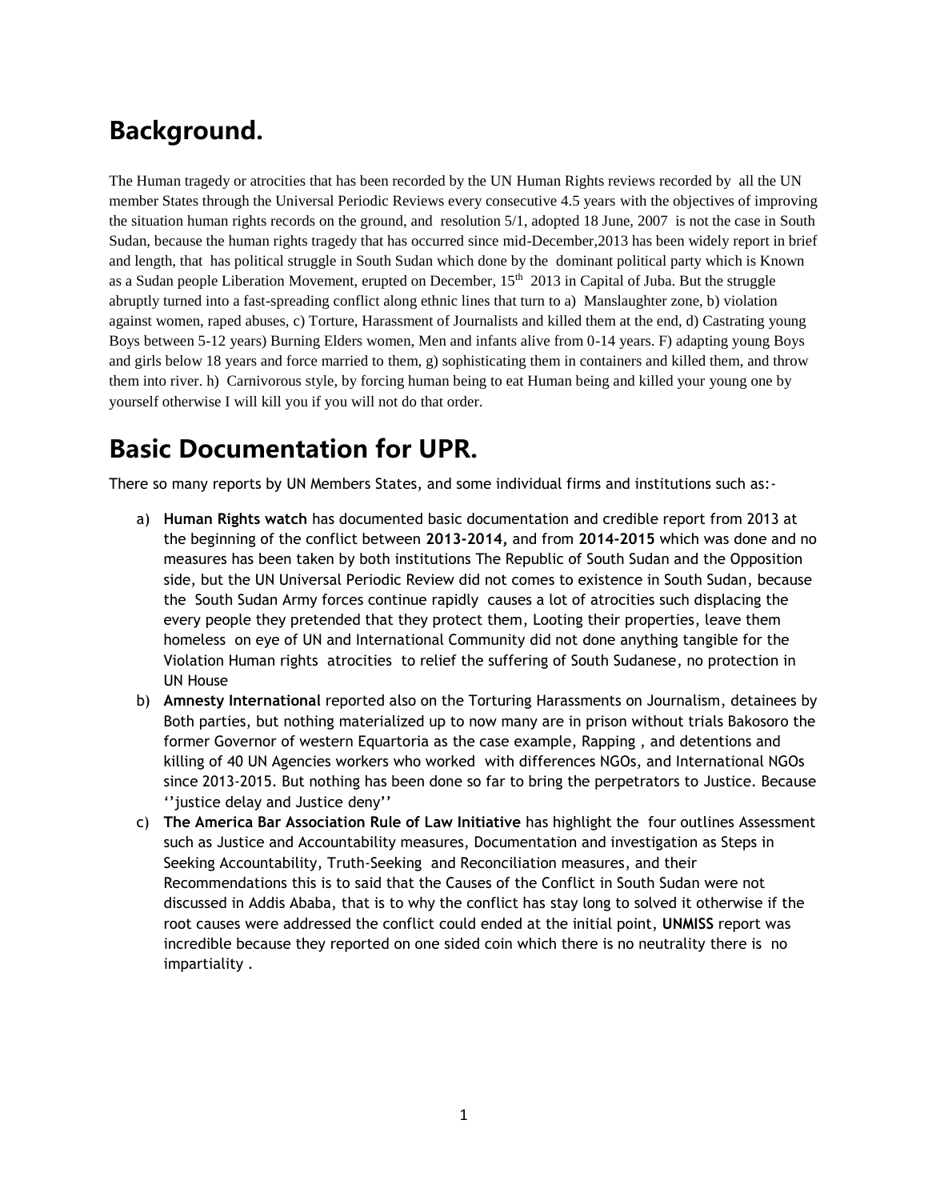# Background.

The Human tragedy or atrocities that has been recorded by the UN Human Rights reviews recorded by all the UN member States through the Universal Periodic Reviews every consecutive 4.5 years with the objectives of improving the situation human rights records on the ground, and resolution 5/1, adopted 18 June, 2007 is not the case in South Sudan, because the human rights tragedy that has occurred since mid-December,2013 has been widely report in brief and length, that has political struggle in South Sudan which done by the dominant political party which is Known as a Sudan people Liberation Movement, erupted on December, 15th 2013 in Capital of Juba. But the struggle abruptly turned into a fast-spreading conflict along ethnic lines that turn to a) Manslaughter zone, b) violation against women, raped abuses, c) Torture, Harassment of Journalists and killed them at the end, d) Castrating young Boys between 5-12 years) Burning Elders women, Men and infants alive from 0-14 years. F) adapting young Boys and girls below 18 years and force married to them, g) sophisticating them in containers and killed them, and throw them into river. h) Carnivorous style, by forcing human being to eat Human being and killed your young one by yourself otherwise I will kill you if you will not do that order.

# Basic Documentation for UPR.

There so many reports by UN Members States, and some individual firms and institutions such as:-

a) **Human Rights watch** has documented basic documentation and credible report from 2013 at the beginning of the conflict between **2013-2014,** and from **2014-2015** which was done and no measures has been taken by both institutions The Republic of South Sudan and the Opposition side, but the UN Universal Periodic Review did not comes to existence in South Sudan, because the South Sudan Army forces continue rapidly causes a lot of atrocities such displacing the every people they pretended that they protect them, Looting their properties, leave them homeless on eye of UN and International Community did not done anything tangible for the Violation Human rights atrocities to relief the suffering of South Sudanese, no protection in UN House
b) **Amnesty International** reported also on the Torturing Harassments on Journalism, detainees by Both parties, but nothing materialized up to now many are in prison without trials Bakosoro the former Governor of western Equartoria as the case example, Rapping , and detentions and killing of 40 UN Agencies workers who worked with differences NGOs, and International NGOs since 2013-2015. But nothing has been done so far to bring the perpetrators to Justice. Because ''justice delay and Justice deny''
c) **The America Bar Association Rule of Law Initiative** has highlight the four outlines Assessment such as Justice and Accountability measures, Documentation and investigation as Steps in Seeking Accountability, Truth-Seeking and Reconciliation measures, and their Recommendations this is to said that the Causes of the Conflict in South Sudan were not discussed in Addis Ababa, that is to why the conflict has stay long to solved it otherwise if the root causes were addressed the conflict could ended at the initial point, **UNMISS** report was incredible because they reported on one sided coin which there is no neutrality there is no impartiality .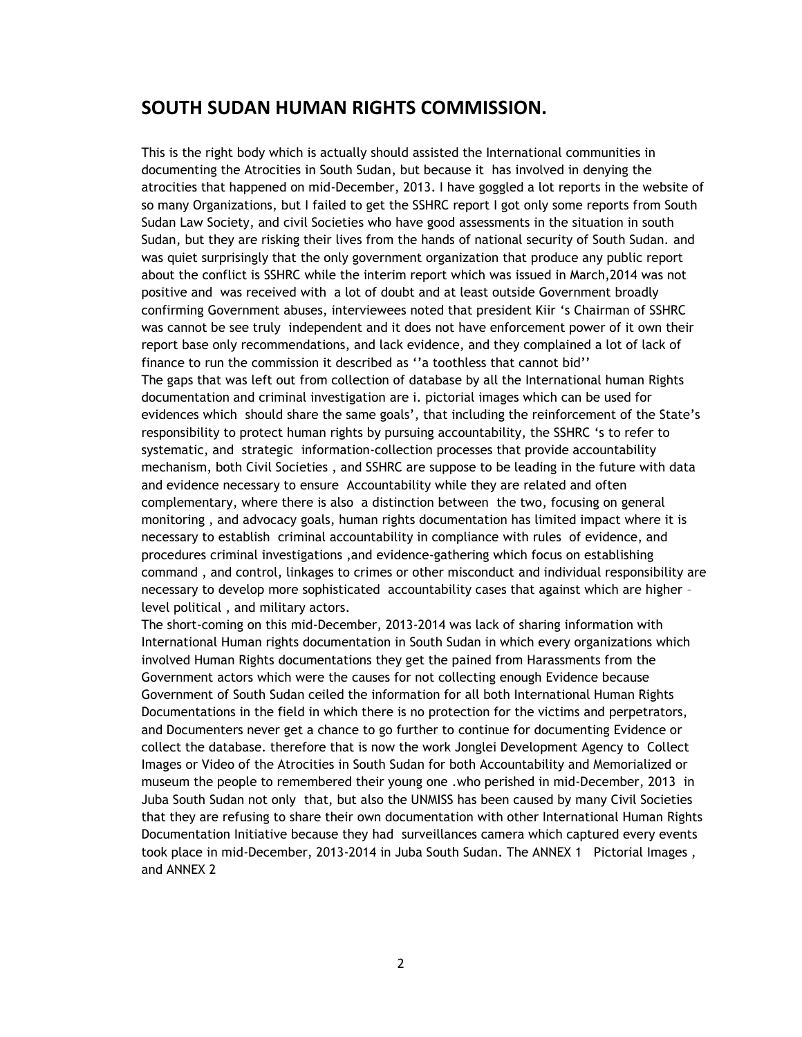## SOUTH SUDAN HUMAN RIGHTS COMMISSION.

This is the right body which is actually should assisted the International communities in documenting the Atrocities in South Sudan, but because it has involved in denying the atrocities that happened on mid-December, 2013. I have goggled a lot reports in the website of so many Organizations, but I failed to get the SSHRC report I got only some reports from South Sudan Law Society, and civil Societies who have good assessments in the situation in south Sudan, but they are risking their lives from the hands of national security of South Sudan. and was quiet surprisingly that the only government organization that produce any public report about the conflict is SSHRC while the interim report which was issued in March,2014 was not positive and was received with a lot of doubt and at least outside Government broadly confirming Government abuses, interviewees noted that president Kiir 's Chairman of SSHRC was cannot be see truly independent and it does not have enforcement power of it own their report base only recommendations, and lack evidence, and they complained a lot of lack of finance to run the commission it described as ''a toothless that cannot bid''

The gaps that was left out from collection of database by all the International human Rights documentation and criminal investigation are i. pictorial images which can be used for evidences which should share the same goals', that including the reinforcement of the State's responsibility to protect human rights by pursuing accountability, the SSHRC 's to refer to systematic, and strategic information-collection processes that provide accountability mechanism, both Civil Societies , and SSHRC are suppose to be leading in the future with data and evidence necessary to ensure Accountability while they are related and often complementary, where there is also a distinction between the two, focusing on general monitoring , and advocacy goals, human rights documentation has limited impact where it is necessary to establish criminal accountability in compliance with rules of evidence, and procedures criminal investigations ,and evidence-gathering which focus on establishing command , and control, linkages to crimes or other misconduct and individual responsibility are necessary to develop more sophisticated accountability cases that against which are higher – level political , and military actors.

The short-coming on this mid-December, 2013-2014 was lack of sharing information with International Human rights documentation in South Sudan in which every organizations which involved Human Rights documentations they get the pained from Harassments from the Government actors which were the causes for not collecting enough Evidence because Government of South Sudan ceiled the information for all both International Human Rights Documentations in the field in which there is no protection for the victims and perpetrators, and Documenters never get a chance to go further to continue for documenting Evidence or collect the database. therefore that is now the work Jonglei Development Agency to Collect Images or Video of the Atrocities in South Sudan for both Accountability and Memorialized or museum the people to remembered their young one .who perished in mid-December, 2013 in Juba South Sudan not only that, but also the UNMISS has been caused by many Civil Societies that they are refusing to share their own documentation with other International Human Rights Documentation Initiative because they had surveillances camera which captured every events took place in mid-December, 2013-2014 in Juba South Sudan. The ANNEX 1 Pictorial Images , and ANNEX 2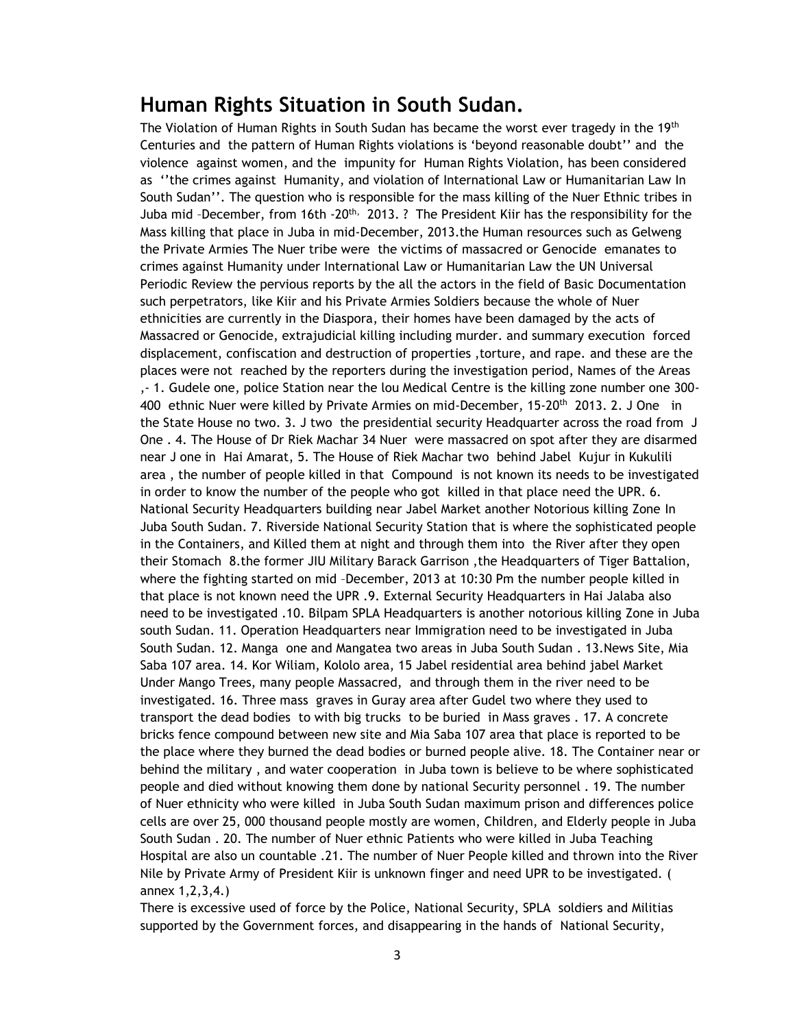## Human Rights Situation in South Sudan.

The Violation of Human Rights in South Sudan has became the worst ever tragedy in the 19th Centuries and the pattern of Human Rights violations is 'beyond reasonable doubt'' and the violence against women, and the impunity for Human Rights Violation, has been considered as ''the crimes against Humanity, and violation of International Law or Humanitarian Law In South Sudan''. The question who is responsible for the mass killing of the Nuer Ethnic tribes in Juba mid –December, from 16th -20th, 2013. ? The President Kiir has the responsibility for the Mass killing that place in Juba in mid-December, 2013.the Human resources such as Gelweng the Private Armies The Nuer tribe were the victims of massacred or Genocide emanates to crimes against Humanity under International Law or Humanitarian Law the UN Universal Periodic Review the pervious reports by the all the actors in the field of Basic Documentation such perpetrators, like Kiir and his Private Armies Soldiers because the whole of Nuer ethnicities are currently in the Diaspora, their homes have been damaged by the acts of Massacred or Genocide, extrajudicial killing including murder. and summary execution forced displacement, confiscation and destruction of properties ,torture, and rape. and these are the places were not reached by the reporters during the investigation period, Names of the Areas ,- 1. Gudele one, police Station near the lou Medical Centre is the killing zone number one 300-400 ethnic Nuer were killed by Private Armies on mid-December, 15-20th 2013. 2. J One in the State House no two. 3. J two the presidential security Headquarter across the road from J One . 4. The House of Dr Riek Machar 34 Nuer were massacred on spot after they are disarmed near J one in Hai Amarat, 5. The House of Riek Machar two behind Jabel Kujur in Kukulili area , the number of people killed in that Compound is not known its needs to be investigated in order to know the number of the people who got killed in that place need the UPR. 6. National Security Headquarters building near Jabel Market another Notorious killing Zone In Juba South Sudan. 7. Riverside National Security Station that is where the sophisticated people in the Containers, and Killed them at night and through them into the River after they open their Stomach 8.the former JIU Military Barack Garrison ,the Headquarters of Tiger Battalion, where the fighting started on mid –December, 2013 at 10:30 Pm the number people killed in that place is not known need the UPR .9. External Security Headquarters in Hai Jalaba also need to be investigated .10. Bilpam SPLA Headquarters is another notorious killing Zone in Juba south Sudan. 11. Operation Headquarters near Immigration need to be investigated in Juba South Sudan. 12. Manga one and Mangatea two areas in Juba South Sudan . 13.News Site, Mia Saba 107 area. 14. Kor Wiliam, Kololo area, 15 Jabel residential area behind jabel Market Under Mango Trees, many people Massacred, and through them in the river need to be investigated. 16. Three mass graves in Guray area after Gudel two where they used to transport the dead bodies to with big trucks to be buried in Mass graves . 17. A concrete bricks fence compound between new site and Mia Saba 107 area that place is reported to be the place where they burned the dead bodies or burned people alive. 18. The Container near or behind the military , and water cooperation in Juba town is believe to be where sophisticated people and died without knowing them done by national Security personnel . 19. The number of Nuer ethnicity who were killed in Juba South Sudan maximum prison and differences police cells are over 25, 000 thousand people mostly are women, Children, and Elderly people in Juba South Sudan . 20. The number of Nuer ethnic Patients who were killed in Juba Teaching Hospital are also un countable .21. The number of Nuer People killed and thrown into the River Nile by Private Army of President Kiir is unknown finger and need UPR to be investigated. ( annex 1,2,3,4.)

There is excessive used of force by the Police, National Security, SPLA soldiers and Militias supported by the Government forces, and disappearing in the hands of National Security,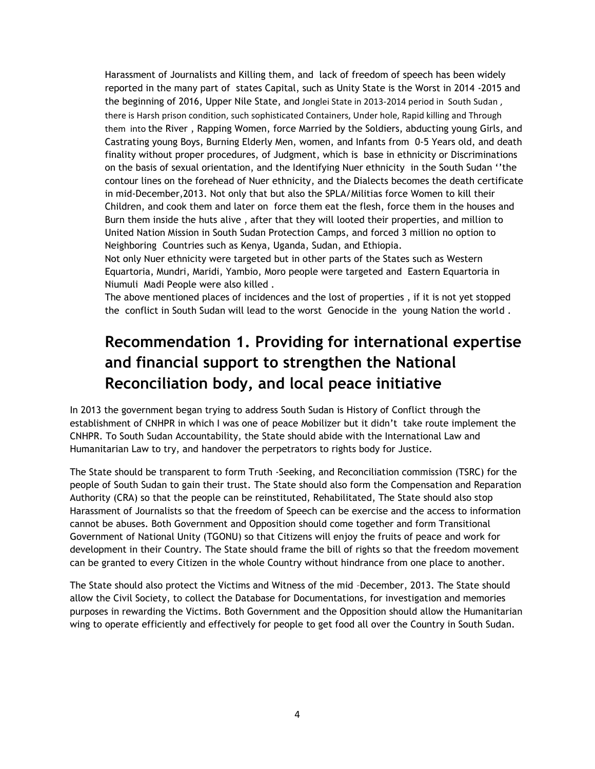Harassment of Journalists and Killing them, and lack of freedom of speech has been widely reported in the many part of states Capital, such as Unity State is the Worst in 2014 -2015 and the beginning of 2016, Upper Nile State, and Jonglei State in 2013-2014 period in South Sudan , there is Harsh prison condition, such sophisticated Containers, Under hole, Rapid killing and Through them into the River , Rapping Women, force Married by the Soldiers, abducting young Girls, and Castrating young Boys, Burning Elderly Men, women, and Infants from 0-5 Years old, and death finality without proper procedures, of Judgment, which is base in ethnicity or Discriminations on the basis of sexual orientation, and the Identifying Nuer ethnicity in the South Sudan ''the contour lines on the forehead of Nuer ethnicity, and the Dialects becomes the death certificate in mid-December,2013. Not only that but also the SPLA/Militias force Women to kill their Children, and cook them and later on force them eat the flesh, force them in the houses and Burn them inside the huts alive , after that they will looted their properties, and million to United Nation Mission in South Sudan Protection Camps, and forced 3 million no option to Neighboring Countries such as Kenya, Uganda, Sudan, and Ethiopia.

Not only Nuer ethnicity were targeted but in other parts of the States such as Western Equartoria, Mundri, Maridi, Yambio, Moro people were targeted and Eastern Equartoria in Niumuli Madi People were also killed .

The above mentioned places of incidences and the lost of properties , if it is not yet stopped the conflict in South Sudan will lead to the worst Genocide in the young Nation the world .

## Recommendation 1. Providing for international expertise and financial support to strengthen the National Reconciliation body, and local peace initiative

In 2013 the government began trying to address South Sudan is History of Conflict through the establishment of CNHPR in which I was one of peace Mobilizer but it didn't take route implement the CNHPR. To South Sudan Accountability, the State should abide with the International Law and Humanitarian Law to try, and handover the perpetrators to rights body for Justice.

The State should be transparent to form Truth -Seeking, and Reconciliation commission (TSRC) for the people of South Sudan to gain their trust. The State should also form the Compensation and Reparation Authority (CRA) so that the people can be reinstituted, Rehabilitated, The State should also stop Harassment of Journalists so that the freedom of Speech can be exercise and the access to information cannot be abuses. Both Government and Opposition should come together and form Transitional Government of National Unity (TGONU) so that Citizens will enjoy the fruits of peace and work for development in their Country. The State should frame the bill of rights so that the freedom movement can be granted to every Citizen in the whole Country without hindrance from one place to another.

The State should also protect the Victims and Witness of the mid –December, 2013. The State should allow the Civil Society, to collect the Database for Documentations, for investigation and memories purposes in rewarding the Victims. Both Government and the Opposition should allow the Humanitarian wing to operate efficiently and effectively for people to get food all over the Country in South Sudan.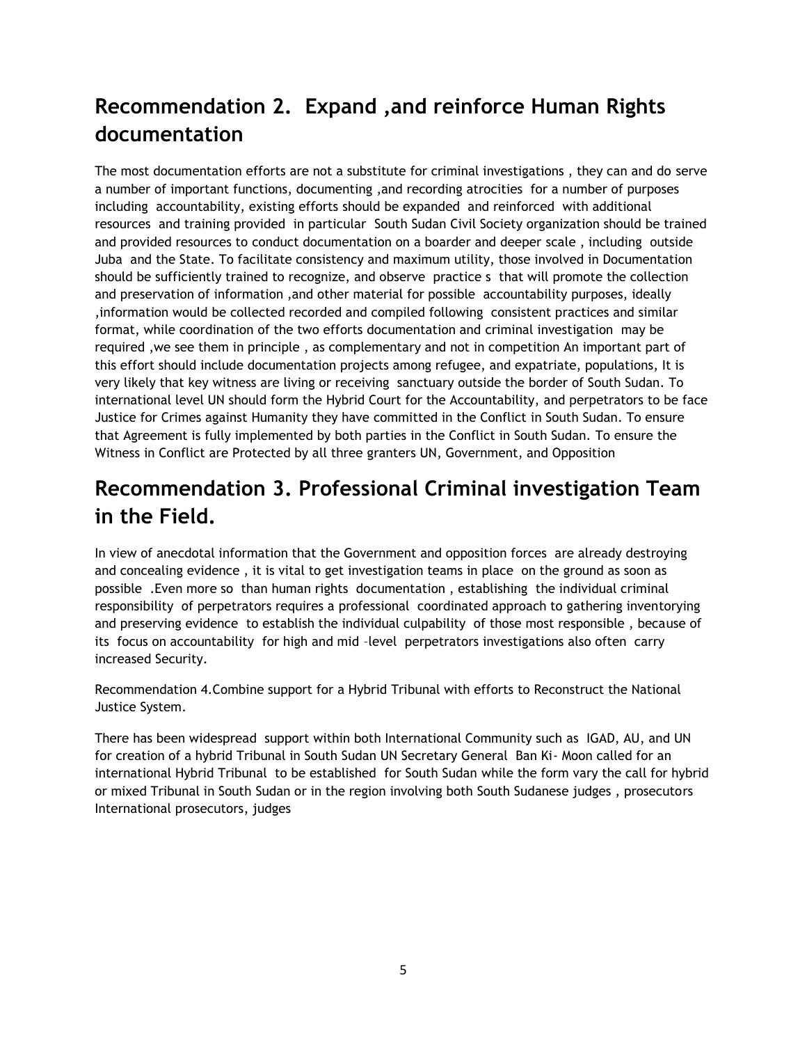## Recommendation 2. Expand ,and reinforce Human Rights documentation

The most documentation efforts are not a substitute for criminal investigations , they can and do serve a number of important functions, documenting ,and recording atrocities for a number of purposes including accountability, existing efforts should be expanded and reinforced with additional resources and training provided in particular South Sudan Civil Society organization should be trained and provided resources to conduct documentation on a boarder and deeper scale , including outside Juba and the State. To facilitate consistency and maximum utility, those involved in Documentation should be sufficiently trained to recognize, and observe practice s that will promote the collection and preservation of information ,and other material for possible accountability purposes, ideally ,information would be collected recorded and compiled following consistent practices and similar format, while coordination of the two efforts documentation and criminal investigation may be required ,we see them in principle , as complementary and not in competition An important part of this effort should include documentation projects among refugee, and expatriate, populations, It is very likely that key witness are living or receiving sanctuary outside the border of South Sudan. To international level UN should form the Hybrid Court for the Accountability, and perpetrators to be face Justice for Crimes against Humanity they have committed in the Conflict in South Sudan. To ensure that Agreement is fully implemented by both parties in the Conflict in South Sudan. To ensure the Witness in Conflict are Protected by all three granters UN, Government, and Opposition

## Recommendation 3. Professional Criminal investigation Team in the Field.

In view of anecdotal information that the Government and opposition forces are already destroying and concealing evidence , it is vital to get investigation teams in place on the ground as soon as possible .Even more so than human rights documentation , establishing the individual criminal responsibility of perpetrators requires a professional coordinated approach to gathering inventorying and preserving evidence to establish the individual culpability of those most responsible , because of its focus on accountability for high and mid –level perpetrators investigations also often carry increased Security.

Recommendation 4.Combine support for a Hybrid Tribunal with efforts to Reconstruct the National Justice System.

There has been widespread support within both International Community such as IGAD, AU, and UN for creation of a hybrid Tribunal in South Sudan UN Secretary General Ban Ki- Moon called for an international Hybrid Tribunal to be established for South Sudan while the form vary the call for hybrid or mixed Tribunal in South Sudan or in the region involving both South Sudanese judges , prosecutors International prosecutors, judges